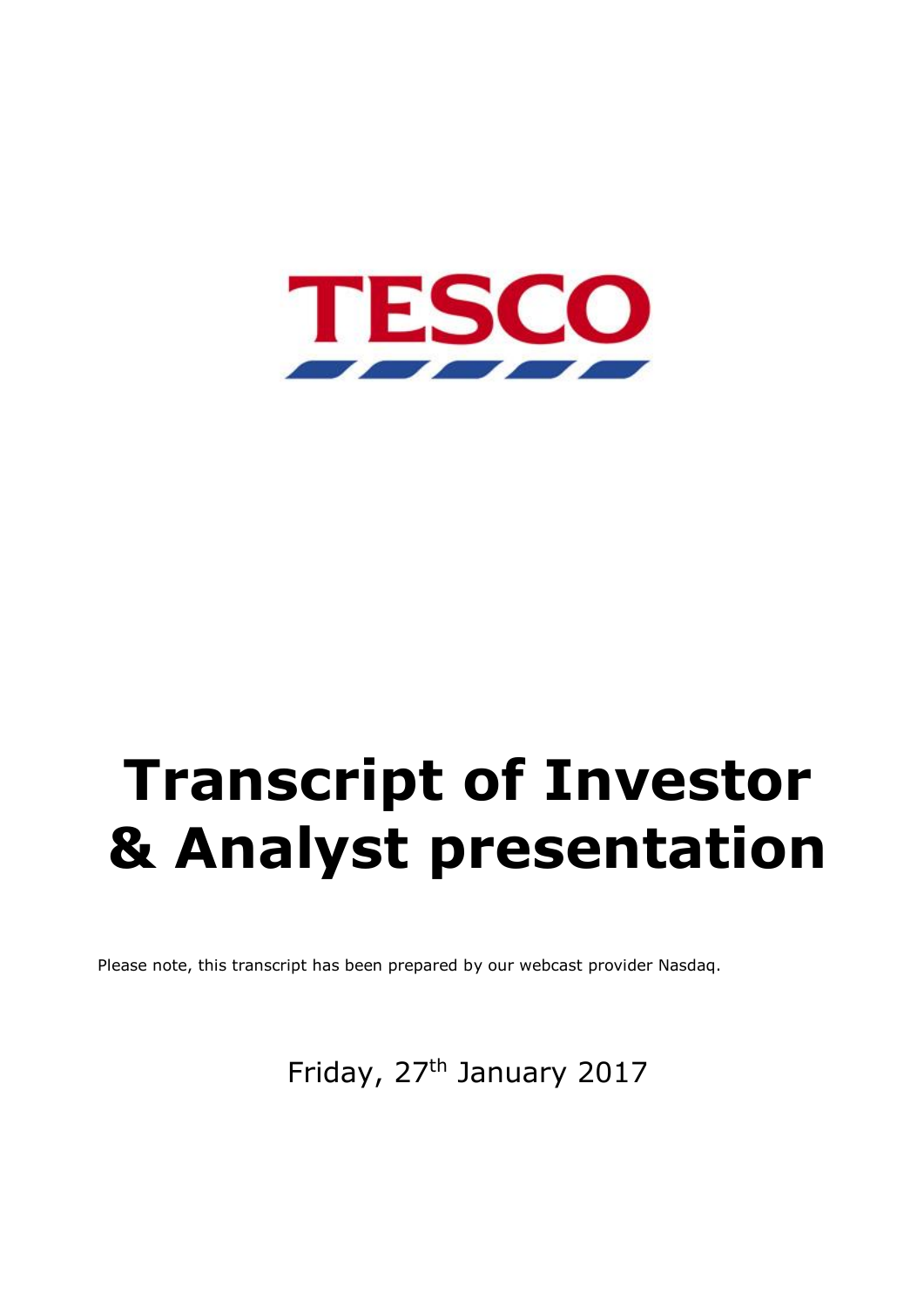TESCO

# Transcript of Investor & Analyst presentation

Please note, this transcript has been prepared by our webcast provider Nasdaq.

Friday, 27th January 2017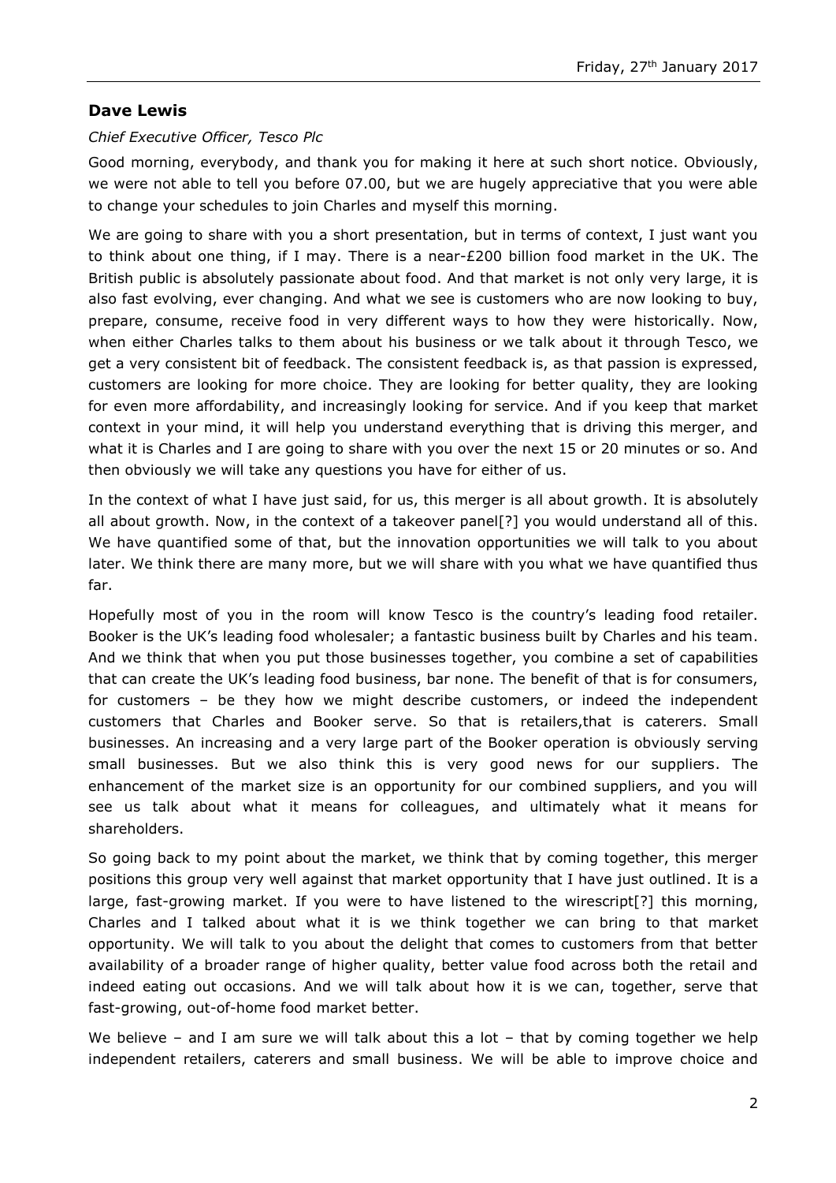## Dave Lewis

*Chief Executive Officer, Tesco Plc*

Good morning, everybody, and thank you for making it here at such short notice. Obviously, we were not able to tell you before 07.00, but we are hugely appreciative that you were able to change your schedules to join Charles and myself this morning.

We are going to share with you a short presentation, but in terms of context, I just want you to think about one thing, if I may. There is a near-£200 billion food market in the UK. The British public is absolutely passionate about food. And that market is not only very large, it is also fast evolving, ever changing. And what we see is customers who are now looking to buy, prepare, consume, receive food in very different ways to how they were historically. Now, when either Charles talks to them about his business or we talk about it through Tesco, we get a very consistent bit of feedback. The consistent feedback is, as that passion is expressed, customers are looking for more choice. They are looking for better quality, they are looking for even more affordability, and increasingly looking for service. And if you keep that market context in your mind, it will help you understand everything that is driving this merger, and what it is Charles and I are going to share with you over the next 15 or 20 minutes or so. And then obviously we will take any questions you have for either of us.

In the context of what I have just said, for us, this merger is all about growth. It is absolutely all about growth. Now, in the context of a takeover panel[?] you would understand all of this. We have quantified some of that, but the innovation opportunities we will talk to you about later. We think there are many more, but we will share with you what we have quantified thus far.

Hopefully most of you in the room will know Tesco is the country's leading food retailer. Booker is the UK's leading food wholesaler; a fantastic business built by Charles and his team. And we think that when you put those businesses together, you combine a set of capabilities that can create the UK's leading food business, bar none. The benefit of that is for consumers, for customers – be they how we might describe customers, or indeed the independent customers that Charles and Booker serve. So that is retailers,that is caterers. Small businesses. An increasing and a very large part of the Booker operation is obviously serving small businesses. But we also think this is very good news for our suppliers. The enhancement of the market size is an opportunity for our combined suppliers, and you will see us talk about what it means for colleagues, and ultimately what it means for shareholders.

So going back to my point about the market, we think that by coming together, this merger positions this group very well against that market opportunity that I have just outlined. It is a large, fast-growing market. If you were to have listened to the wirescript[?] this morning, Charles and I talked about what it is we think together we can bring to that market opportunity. We will talk to you about the delight that comes to customers from that better availability of a broader range of higher quality, better value food across both the retail and indeed eating out occasions. And we will talk about how it is we can, together, serve that fast-growing, out-of-home food market better.

We believe – and I am sure we will talk about this a lot – that by coming together we help independent retailers, caterers and small business. We will be able to improve choice and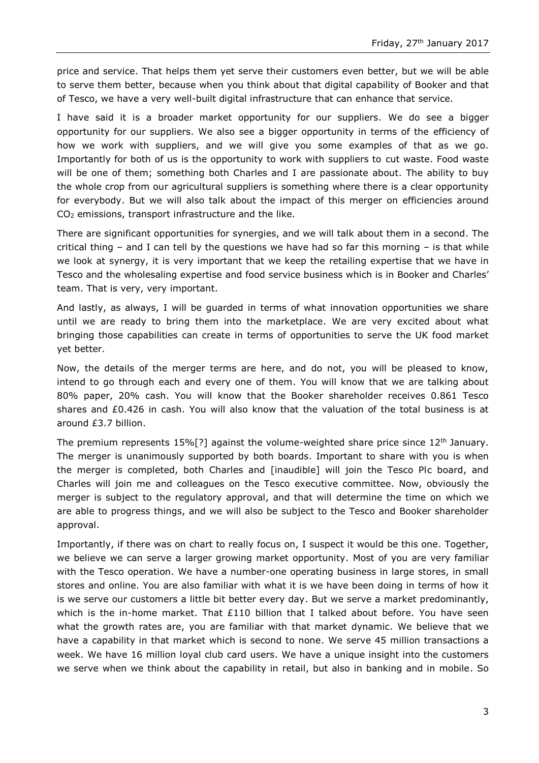price and service. That helps them yet serve their customers even better, but we will be able to serve them better, because when you think about that digital capability of Booker and that of Tesco, we have a very well-built digital infrastructure that can enhance that service.

I have said it is a broader market opportunity for our suppliers. We do see a bigger opportunity for our suppliers. We also see a bigger opportunity in terms of the efficiency of how we work with suppliers, and we will give you some examples of that as we go. Importantly for both of us is the opportunity to work with suppliers to cut waste. Food waste will be one of them; something both Charles and I are passionate about. The ability to buy the whole crop from our agricultural suppliers is something where there is a clear opportunity for everybody. But we will also talk about the impact of this merger on efficiencies around $CO_2$ emissions, transport infrastructure and the like.

There are significant opportunities for synergies, and we will talk about them in a second. The critical thing – and I can tell by the questions we have had so far this morning – is that while we look at synergy, it is very important that we keep the retailing expertise that we have in Tesco and the wholesaling expertise and food service business which is in Booker and Charles' team. That is very, very important.

And lastly, as always, I will be guarded in terms of what innovation opportunities we share until we are ready to bring them into the marketplace. We are very excited about what bringing those capabilities can create in terms of opportunities to serve the UK food market yet better.

Now, the details of the merger terms are here, and do not, you will be pleased to know, intend to go through each and every one of them. You will know that we are talking about 80% paper, 20% cash. You will know that the Booker shareholder receives 0.861 Tesco shares and £0.426 in cash. You will also know that the valuation of the total business is at around £3.7 billion.

The premium represents 15%[?] against the volume-weighted share price since 12th January. The merger is unanimously supported by both boards. Important to share with you is when the merger is completed, both Charles and [inaudible] will join the Tesco Plc board, and Charles will join me and colleagues on the Tesco executive committee. Now, obviously the merger is subject to the regulatory approval, and that will determine the time on which we are able to progress things, and we will also be subject to the Tesco and Booker shareholder approval.

Importantly, if there was on chart to really focus on, I suspect it would be this one. Together, we believe we can serve a larger growing market opportunity. Most of you are very familiar with the Tesco operation. We have a number-one operating business in large stores, in small stores and online. You are also familiar with what it is we have been doing in terms of how it is we serve our customers a little bit better every day. But we serve a market predominantly, which is the in-home market. That £110 billion that I talked about before. You have seen what the growth rates are, you are familiar with that market dynamic. We believe that we have a capability in that market which is second to none. We serve 45 million transactions a week. We have 16 million loyal club card users. We have a unique insight into the customers we serve when we think about the capability in retail, but also in banking and in mobile. So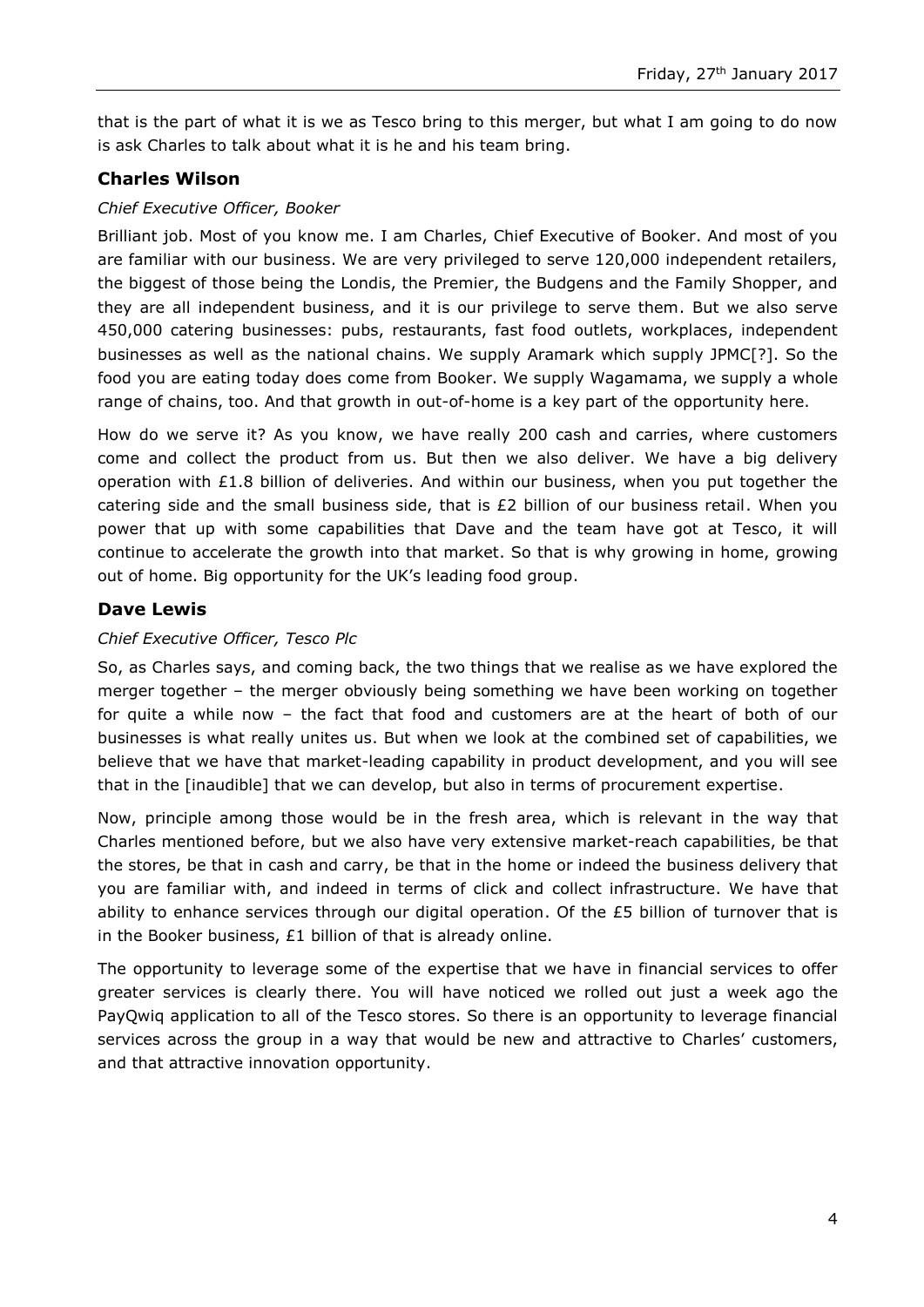that is the part of what it is we as Tesco bring to this merger, but what I am going to do now is ask Charles to talk about what it is he and his team bring.

### Charles Wilson

*Chief Executive Officer, Booker*

Brilliant job. Most of you know me. I am Charles, Chief Executive of Booker. And most of you are familiar with our business. We are very privileged to serve 120,000 independent retailers, the biggest of those being the Londis, the Premier, the Budgens and the Family Shopper, and they are all independent business, and it is our privilege to serve them. But we also serve 450,000 catering businesses: pubs, restaurants, fast food outlets, workplaces, independent businesses as well as the national chains. We supply Aramark which supply JPMC[?]. So the food you are eating today does come from Booker. We supply Wagamama, we supply a whole range of chains, too. And that growth in out-of-home is a key part of the opportunity here.

How do we serve it? As you know, we have really 200 cash and carries, where customers come and collect the product from us. But then we also deliver. We have a big delivery operation with £1.8 billion of deliveries. And within our business, when you put together the catering side and the small business side, that is £2 billion of our business retail. When you power that up with some capabilities that Dave and the team have got at Tesco, it will continue to accelerate the growth into that market. So that is why growing in home, growing out of home. Big opportunity for the UK's leading food group.

### Dave Lewis

*Chief Executive Officer, Tesco Plc*

So, as Charles says, and coming back, the two things that we realise as we have explored the merger together – the merger obviously being something we have been working on together for quite a while now – the fact that food and customers are at the heart of both of our businesses is what really unites us. But when we look at the combined set of capabilities, we believe that we have that market-leading capability in product development, and you will see that in the [inaudible] that we can develop, but also in terms of procurement expertise.

Now, principle among those would be in the fresh area, which is relevant in the way that Charles mentioned before, but we also have very extensive market-reach capabilities, be that the stores, be that in cash and carry, be that in the home or indeed the business delivery that you are familiar with, and indeed in terms of click and collect infrastructure. We have that ability to enhance services through our digital operation. Of the £5 billion of turnover that is in the Booker business, £1 billion of that is already online.

The opportunity to leverage some of the expertise that we have in financial services to offer greater services is clearly there. You will have noticed we rolled out just a week ago the PayQwiq application to all of the Tesco stores. So there is an opportunity to leverage financial services across the group in a way that would be new and attractive to Charles' customers, and that attractive innovation opportunity.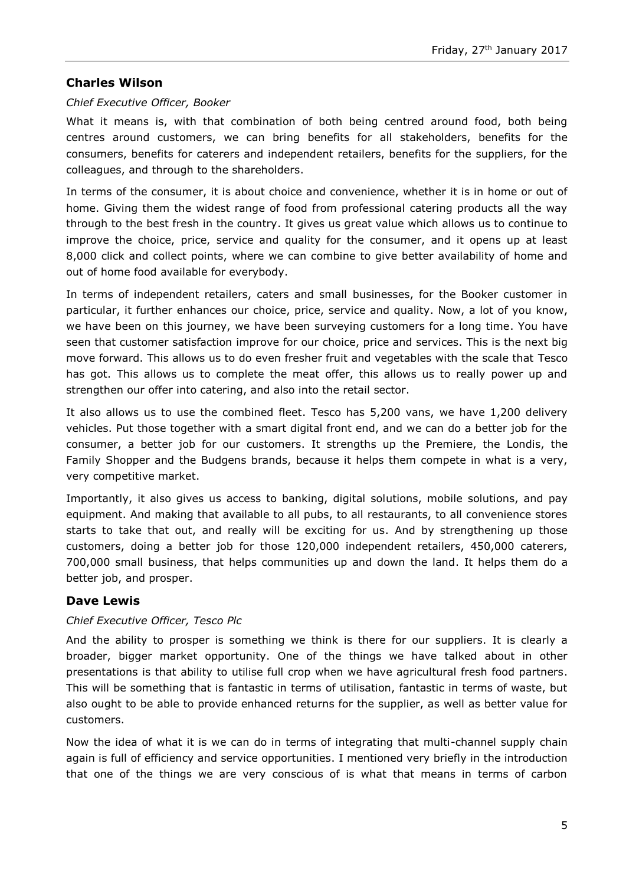## Charles Wilson

*Chief Executive Officer, Booker*

What it means is, with that combination of both being centred around food, both being centres around customers, we can bring benefits for all stakeholders, benefits for the consumers, benefits for caterers and independent retailers, benefits for the suppliers, for the colleagues, and through to the shareholders.

In terms of the consumer, it is about choice and convenience, whether it is in home or out of home. Giving them the widest range of food from professional catering products all the way through to the best fresh in the country. It gives us great value which allows us to continue to improve the choice, price, service and quality for the consumer, and it opens up at least 8,000 click and collect points, where we can combine to give better availability of home and out of home food available for everybody.

In terms of independent retailers, caters and small businesses, for the Booker customer in particular, it further enhances our choice, price, service and quality. Now, a lot of you know, we have been on this journey, we have been surveying customers for a long time. You have seen that customer satisfaction improve for our choice, price and services. This is the next big move forward. This allows us to do even fresher fruit and vegetables with the scale that Tesco has got. This allows us to complete the meat offer, this allows us to really power up and strengthen our offer into catering, and also into the retail sector.

It also allows us to use the combined fleet. Tesco has 5,200 vans, we have 1,200 delivery vehicles. Put those together with a smart digital front end, and we can do a better job for the consumer, a better job for our customers. It strengths up the Premiere, the Londis, the Family Shopper and the Budgens brands, because it helps them compete in what is a very, very competitive market.

Importantly, it also gives us access to banking, digital solutions, mobile solutions, and pay equipment. And making that available to all pubs, to all restaurants, to all convenience stores starts to take that out, and really will be exciting for us. And by strengthening up those customers, doing a better job for those 120,000 independent retailers, 450,000 caterers, 700,000 small business, that helps communities up and down the land. It helps them do a better job, and prosper.

## Dave Lewis

*Chief Executive Officer, Tesco Plc*

And the ability to prosper is something we think is there for our suppliers. It is clearly a broader, bigger market opportunity. One of the things we have talked about in other presentations is that ability to utilise full crop when we have agricultural fresh food partners. This will be something that is fantastic in terms of utilisation, fantastic in terms of waste, but also ought to be able to provide enhanced returns for the supplier, as well as better value for customers.

Now the idea of what it is we can do in terms of integrating that multi-channel supply chain again is full of efficiency and service opportunities. I mentioned very briefly in the introduction that one of the things we are very conscious of is what that means in terms of carbon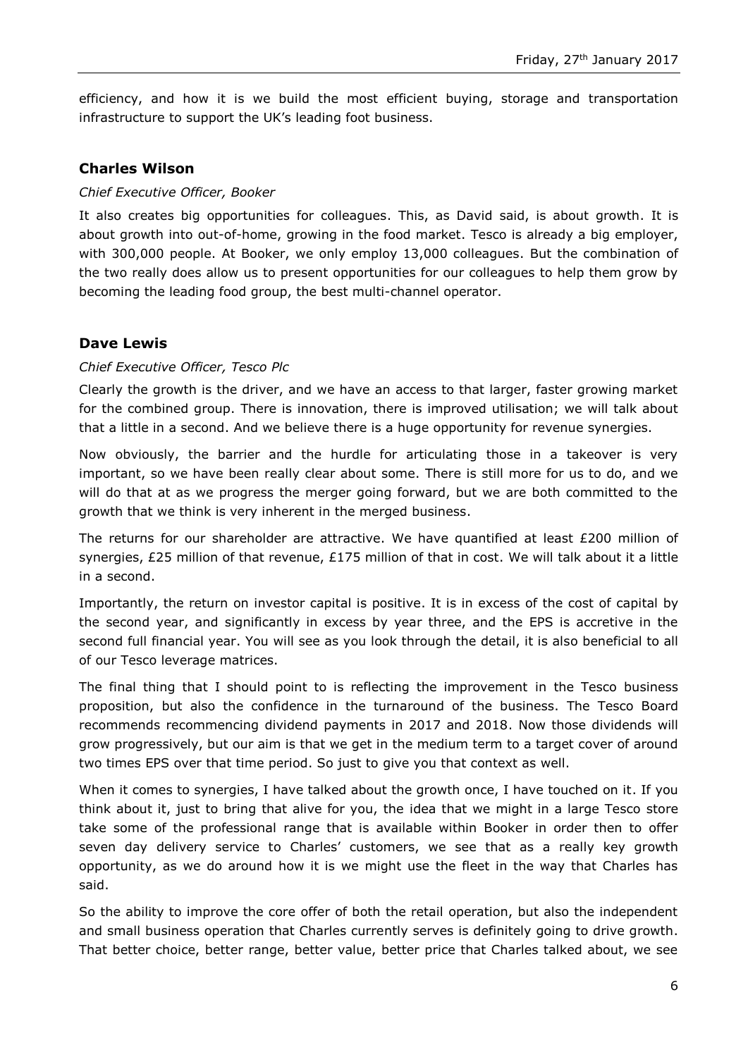efficiency, and how it is we build the most efficient buying, storage and transportation infrastructure to support the UK's leading foot business.

## Charles Wilson

*Chief Executive Officer, Booker*

It also creates big opportunities for colleagues. This, as David said, is about growth. It is about growth into out-of-home, growing in the food market. Tesco is already a big employer, with 300,000 people. At Booker, we only employ 13,000 colleagues. But the combination of the two really does allow us to present opportunities for our colleagues to help them grow by becoming the leading food group, the best multi-channel operator.

## Dave Lewis

*Chief Executive Officer, Tesco Plc*

Clearly the growth is the driver, and we have an access to that larger, faster growing market for the combined group. There is innovation, there is improved utilisation; we will talk about that a little in a second. And we believe there is a huge opportunity for revenue synergies.

Now obviously, the barrier and the hurdle for articulating those in a takeover is very important, so we have been really clear about some. There is still more for us to do, and we will do that at as we progress the merger going forward, but we are both committed to the growth that we think is very inherent in the merged business.

The returns for our shareholder are attractive. We have quantified at least £200 million of synergies, £25 million of that revenue, £175 million of that in cost. We will talk about it a little in a second.

Importantly, the return on investor capital is positive. It is in excess of the cost of capital by the second year, and significantly in excess by year three, and the EPS is accretive in the second full financial year. You will see as you look through the detail, it is also beneficial to all of our Tesco leverage matrices.

The final thing that I should point to is reflecting the improvement in the Tesco business proposition, but also the confidence in the turnaround of the business. The Tesco Board recommends recommencing dividend payments in 2017 and 2018. Now those dividends will grow progressively, but our aim is that we get in the medium term to a target cover of around two times EPS over that time period. So just to give you that context as well.

When it comes to synergies, I have talked about the growth once, I have touched on it. If you think about it, just to bring that alive for you, the idea that we might in a large Tesco store take some of the professional range that is available within Booker in order then to offer seven day delivery service to Charles' customers, we see that as a really key growth opportunity, as we do around how it is we might use the fleet in the way that Charles has said.

So the ability to improve the core offer of both the retail operation, but also the independent and small business operation that Charles currently serves is definitely going to drive growth. That better choice, better range, better value, better price that Charles talked about, we see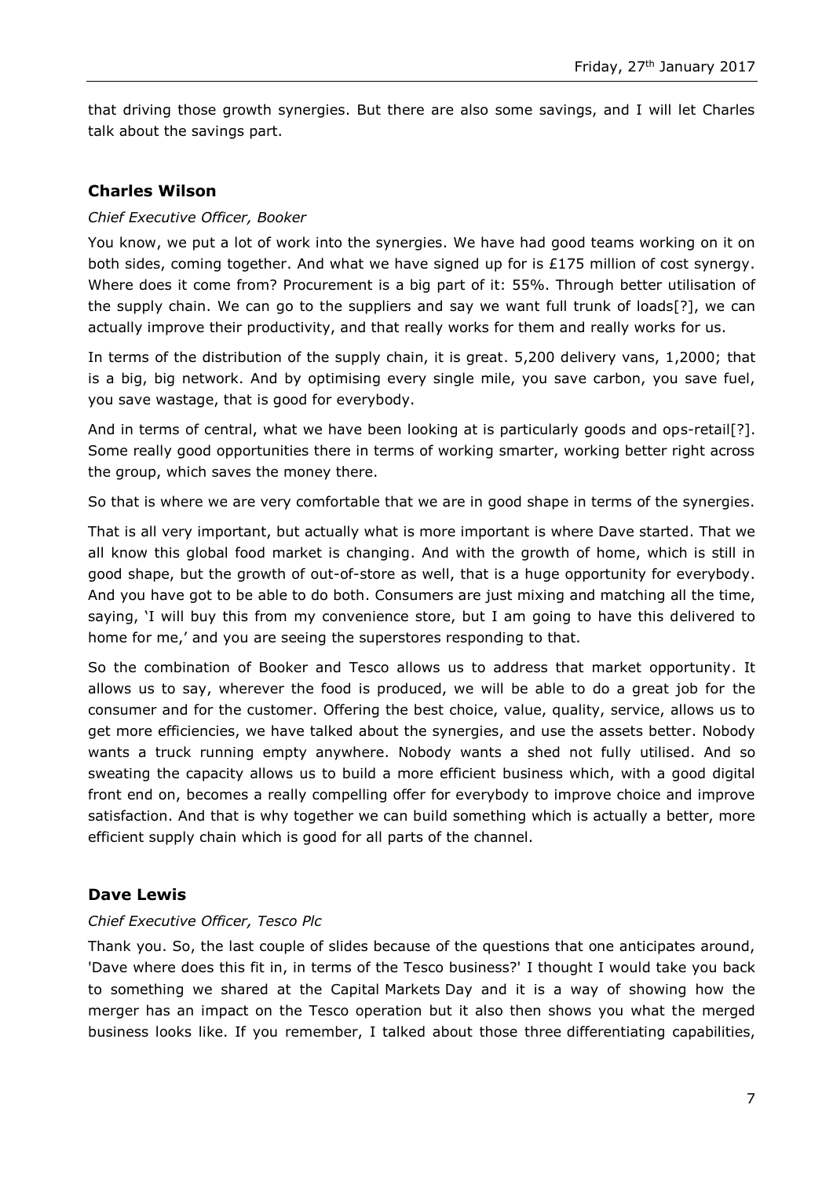that driving those growth synergies. But there are also some savings, and I will let Charles talk about the savings part.

## Charles Wilson

*Chief Executive Officer, Booker*

You know, we put a lot of work into the synergies. We have had good teams working on it on both sides, coming together. And what we have signed up for is £175 million of cost synergy. Where does it come from? Procurement is a big part of it: 55%. Through better utilisation of the supply chain. We can go to the suppliers and say we want full trunk of loads[?], we can actually improve their productivity, and that really works for them and really works for us.

In terms of the distribution of the supply chain, it is great. 5,200 delivery vans, 1,2000; that is a big, big network. And by optimising every single mile, you save carbon, you save fuel, you save wastage, that is good for everybody.

And in terms of central, what we have been looking at is particularly goods and ops-retail[?]. Some really good opportunities there in terms of working smarter, working better right across the group, which saves the money there.

So that is where we are very comfortable that we are in good shape in terms of the synergies.

That is all very important, but actually what is more important is where Dave started. That we all know this global food market is changing. And with the growth of home, which is still in good shape, but the growth of out-of-store as well, that is a huge opportunity for everybody. And you have got to be able to do both. Consumers are just mixing and matching all the time, saying, 'I will buy this from my convenience store, but I am going to have this delivered to home for me,' and you are seeing the superstores responding to that.

So the combination of Booker and Tesco allows us to address that market opportunity. It allows us to say, wherever the food is produced, we will be able to do a great job for the consumer and for the customer. Offering the best choice, value, quality, service, allows us to get more efficiencies, we have talked about the synergies, and use the assets better. Nobody wants a truck running empty anywhere. Nobody wants a shed not fully utilised. And so sweating the capacity allows us to build a more efficient business which, with a good digital front end on, becomes a really compelling offer for everybody to improve choice and improve satisfaction. And that is why together we can build something which is actually a better, more efficient supply chain which is good for all parts of the channel.

## Dave Lewis

*Chief Executive Officer, Tesco Plc*

Thank you. So, the last couple of slides because of the questions that one anticipates around, 'Dave where does this fit in, in terms of the Tesco business?' I thought I would take you back to something we shared at the Capital Markets Day and it is a way of showing how the merger has an impact on the Tesco operation but it also then shows you what the merged business looks like. If you remember, I talked about those three differentiating capabilities,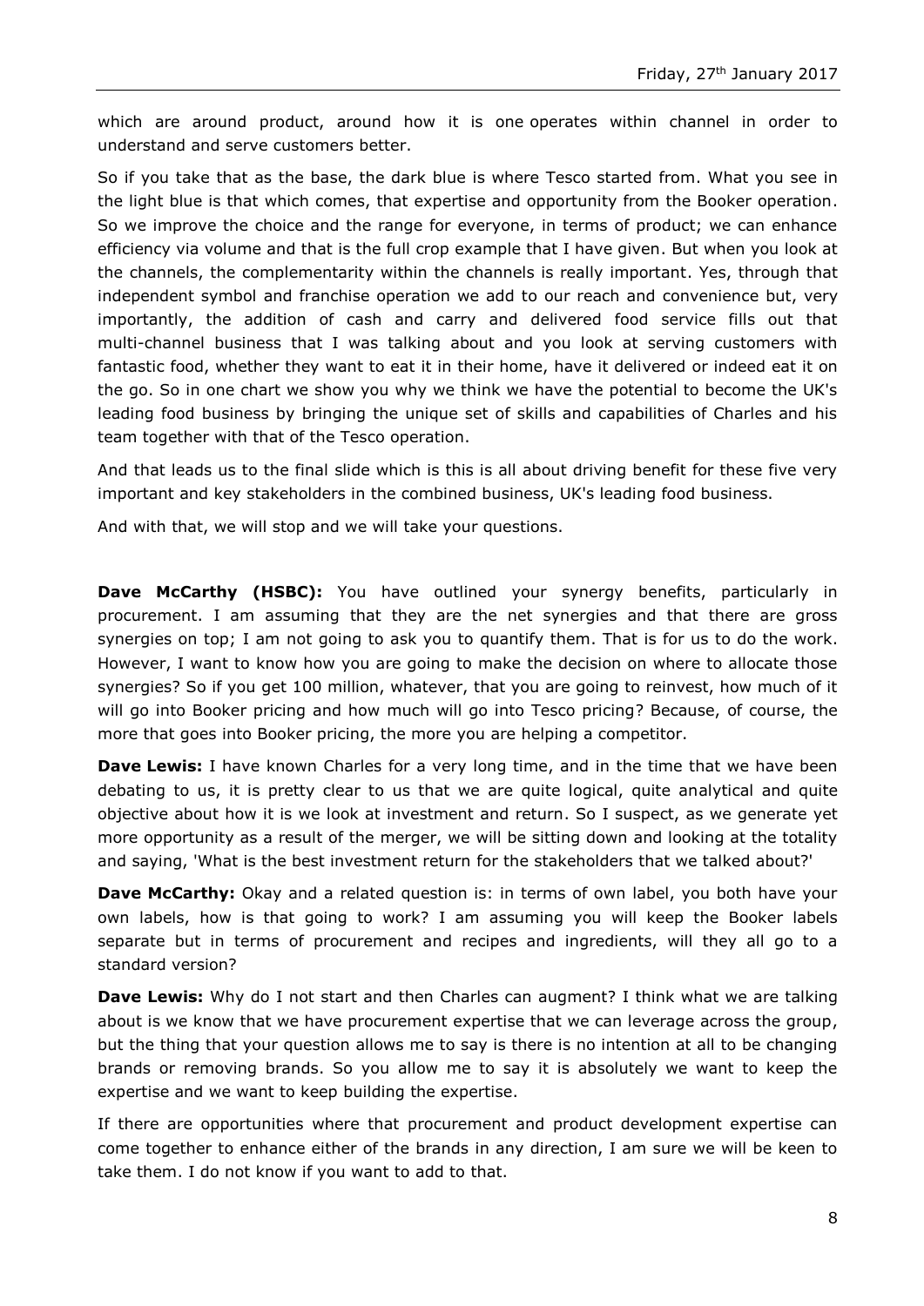which are around product, around how it is one operates within channel in order to understand and serve customers better.

So if you take that as the base, the dark blue is where Tesco started from. What you see in the light blue is that which comes, that expertise and opportunity from the Booker operation. So we improve the choice and the range for everyone, in terms of product; we can enhance efficiency via volume and that is the full crop example that I have given. But when you look at the channels, the complementarity within the channels is really important. Yes, through that independent symbol and franchise operation we add to our reach and convenience but, very importantly, the addition of cash and carry and delivered food service fills out that multi-channel business that I was talking about and you look at serving customers with fantastic food, whether they want to eat it in their home, have it delivered or indeed eat it on the go. So in one chart we show you why we think we have the potential to become the UK's leading food business by bringing the unique set of skills and capabilities of Charles and his team together with that of the Tesco operation.

And that leads us to the final slide which is this is all about driving benefit for these five very important and key stakeholders in the combined business, UK's leading food business.

And with that, we will stop and we will take your questions.

**Dave McCarthy (HSBC):** You have outlined your synergy benefits, particularly in procurement. I am assuming that they are the net synergies and that there are gross synergies on top; I am not going to ask you to quantify them. That is for us to do the work. However, I want to know how you are going to make the decision on where to allocate those synergies? So if you get 100 million, whatever, that you are going to reinvest, how much of it will go into Booker pricing and how much will go into Tesco pricing? Because, of course, the more that goes into Booker pricing, the more you are helping a competitor.

**Dave Lewis:** I have known Charles for a very long time, and in the time that we have been debating to us, it is pretty clear to us that we are quite logical, quite analytical and quite objective about how it is we look at investment and return. So I suspect, as we generate yet more opportunity as a result of the merger, we will be sitting down and looking at the totality and saying, 'What is the best investment return for the stakeholders that we talked about?'

**Dave McCarthy:** Okay and a related question is: in terms of own label, you both have your own labels, how is that going to work? I am assuming you will keep the Booker labels separate but in terms of procurement and recipes and ingredients, will they all go to a standard version?

**Dave Lewis:** Why do I not start and then Charles can augment? I think what we are talking about is we know that we have procurement expertise that we can leverage across the group, but the thing that your question allows me to say is there is no intention at all to be changing brands or removing brands. So you allow me to say it is absolutely we want to keep the expertise and we want to keep building the expertise.

If there are opportunities where that procurement and product development expertise can come together to enhance either of the brands in any direction, I am sure we will be keen to take them. I do not know if you want to add to that.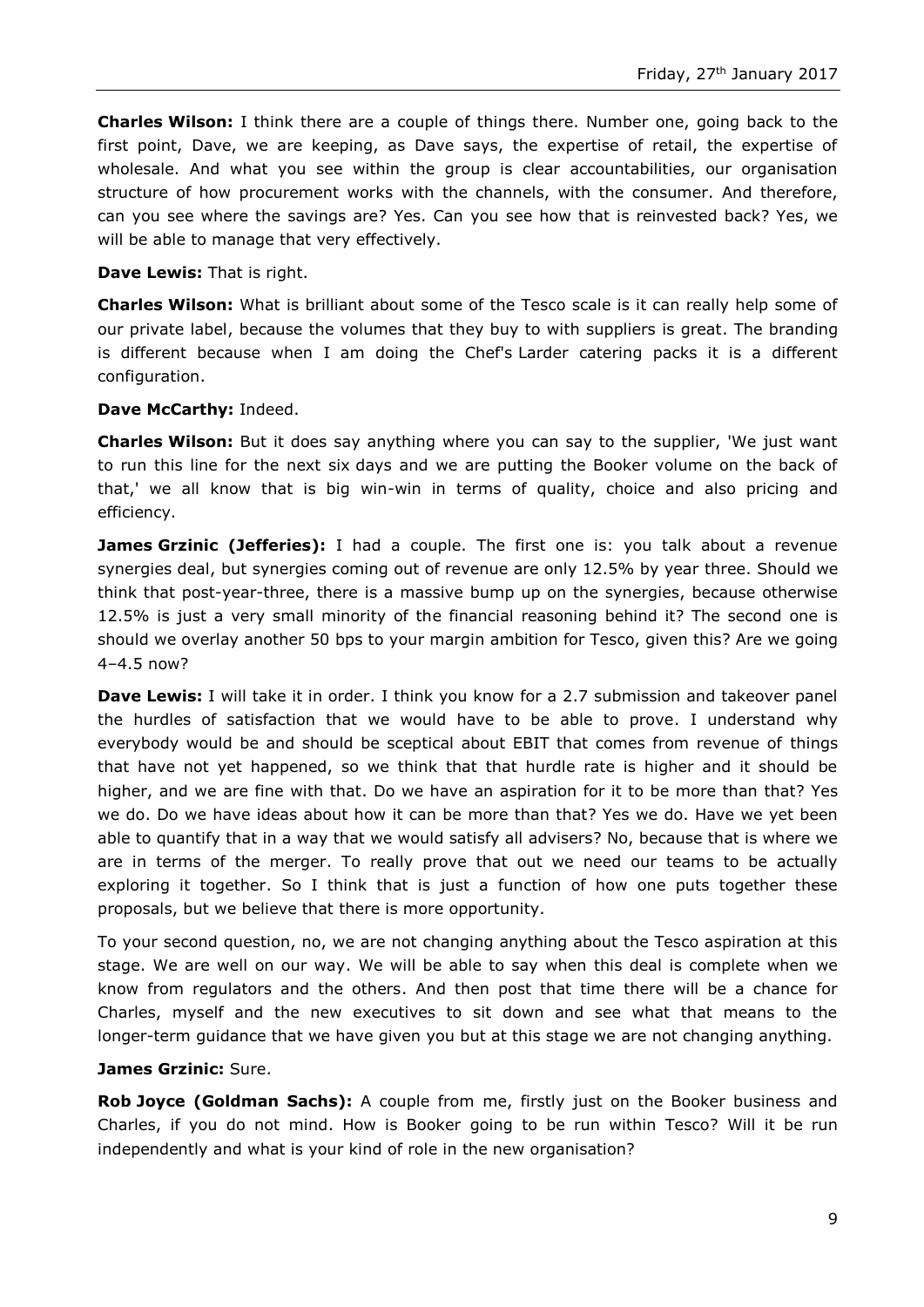**Charles Wilson:** I think there are a couple of things there. Number one, going back to the first point, Dave, we are keeping, as Dave says, the expertise of retail, the expertise of wholesale. And what you see within the group is clear accountabilities, our organisation structure of how procurement works with the channels, with the consumer. And therefore, can you see where the savings are? Yes. Can you see how that is reinvested back? Yes, we will be able to manage that very effectively.

**Dave Lewis:** That is right.

**Charles Wilson:** What is brilliant about some of the Tesco scale is it can really help some of our private label, because the volumes that they buy to with suppliers is great. The branding is different because when I am doing the Chef's Larder catering packs it is a different configuration.

**Dave McCarthy:** Indeed.

**Charles Wilson:** But it does say anything where you can say to the supplier, 'We just want to run this line for the next six days and we are putting the Booker volume on the back of that,' we all know that is big win-win in terms of quality, choice and also pricing and efficiency.

**James Grzinic (Jefferies):** I had a couple. The first one is: you talk about a revenue synergies deal, but synergies coming out of revenue are only 12.5% by year three. Should we think that post-year-three, there is a massive bump up on the synergies, because otherwise 12.5% is just a very small minority of the financial reasoning behind it? The second one is should we overlay another 50 bps to your margin ambition for Tesco, given this? Are we going 4–4.5 now?

**Dave Lewis:** I will take it in order. I think you know for a 2.7 submission and takeover panel the hurdles of satisfaction that we would have to be able to prove. I understand why everybody would be and should be sceptical about EBIT that comes from revenue of things that have not yet happened, so we think that that hurdle rate is higher and it should be higher, and we are fine with that. Do we have an aspiration for it to be more than that? Yes we do. Do we have ideas about how it can be more than that? Yes we do. Have we yet been able to quantify that in a way that we would satisfy all advisers? No, because that is where we are in terms of the merger. To really prove that out we need our teams to be actually exploring it together. So I think that is just a function of how one puts together these proposals, but we believe that there is more opportunity.

To your second question, no, we are not changing anything about the Tesco aspiration at this stage. We are well on our way. We will be able to say when this deal is complete when we know from regulators and the others. And then post that time there will be a chance for Charles, myself and the new executives to sit down and see what that means to the longer-term guidance that we have given you but at this stage we are not changing anything.

**James Grzinic:** Sure.

**Rob Joyce (Goldman Sachs):** A couple from me, firstly just on the Booker business and Charles, if you do not mind. How is Booker going to be run within Tesco? Will it be run independently and what is your kind of role in the new organisation?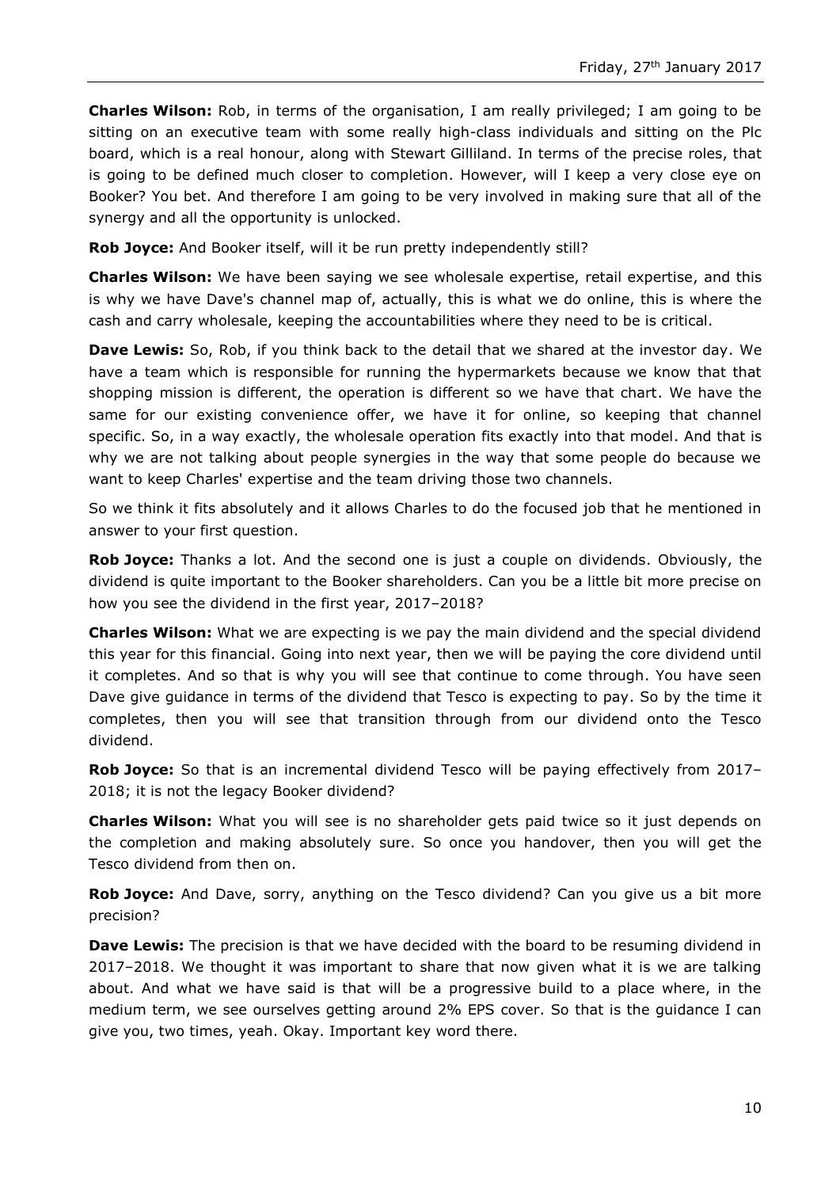**Charles Wilson:** Rob, in terms of the organisation, I am really privileged; I am going to be sitting on an executive team with some really high-class individuals and sitting on the Plc board, which is a real honour, along with Stewart Gilliland. In terms of the precise roles, that is going to be defined much closer to completion. However, will I keep a very close eye on Booker? You bet. And therefore I am going to be very involved in making sure that all of the synergy and all the opportunity is unlocked.

**Rob Joyce:** And Booker itself, will it be run pretty independently still?

**Charles Wilson:** We have been saying we see wholesale expertise, retail expertise, and this is why we have Dave's channel map of, actually, this is what we do online, this is where the cash and carry wholesale, keeping the accountabilities where they need to be is critical.

**Dave Lewis:** So, Rob, if you think back to the detail that we shared at the investor day. We have a team which is responsible for running the hypermarkets because we know that that shopping mission is different, the operation is different so we have that chart. We have the same for our existing convenience offer, we have it for online, so keeping that channel specific. So, in a way exactly, the wholesale operation fits exactly into that model. And that is why we are not talking about people synergies in the way that some people do because we want to keep Charles' expertise and the team driving those two channels.

So we think it fits absolutely and it allows Charles to do the focused job that he mentioned in answer to your first question.

**Rob Joyce:** Thanks a lot. And the second one is just a couple on dividends. Obviously, the dividend is quite important to the Booker shareholders. Can you be a little bit more precise on how you see the dividend in the first year, 2017–2018?

**Charles Wilson:** What we are expecting is we pay the main dividend and the special dividend this year for this financial. Going into next year, then we will be paying the core dividend until it completes. And so that is why you will see that continue to come through. You have seen Dave give guidance in terms of the dividend that Tesco is expecting to pay. So by the time it completes, then you will see that transition through from our dividend onto the Tesco dividend.

**Rob Joyce:** So that is an incremental dividend Tesco will be paying effectively from 2017–2018; it is not the legacy Booker dividend?

**Charles Wilson:** What you will see is no shareholder gets paid twice so it just depends on the completion and making absolutely sure. So once you handover, then you will get the Tesco dividend from then on.

**Rob Joyce:** And Dave, sorry, anything on the Tesco dividend? Can you give us a bit more precision?

**Dave Lewis:** The precision is that we have decided with the board to be resuming dividend in 2017–2018. We thought it was important to share that now given what it is we are talking about. And what we have said is that will be a progressive build to a place where, in the medium term, we see ourselves getting around 2% EPS cover. So that is the guidance I can give you, two times, yeah. Okay. Important key word there.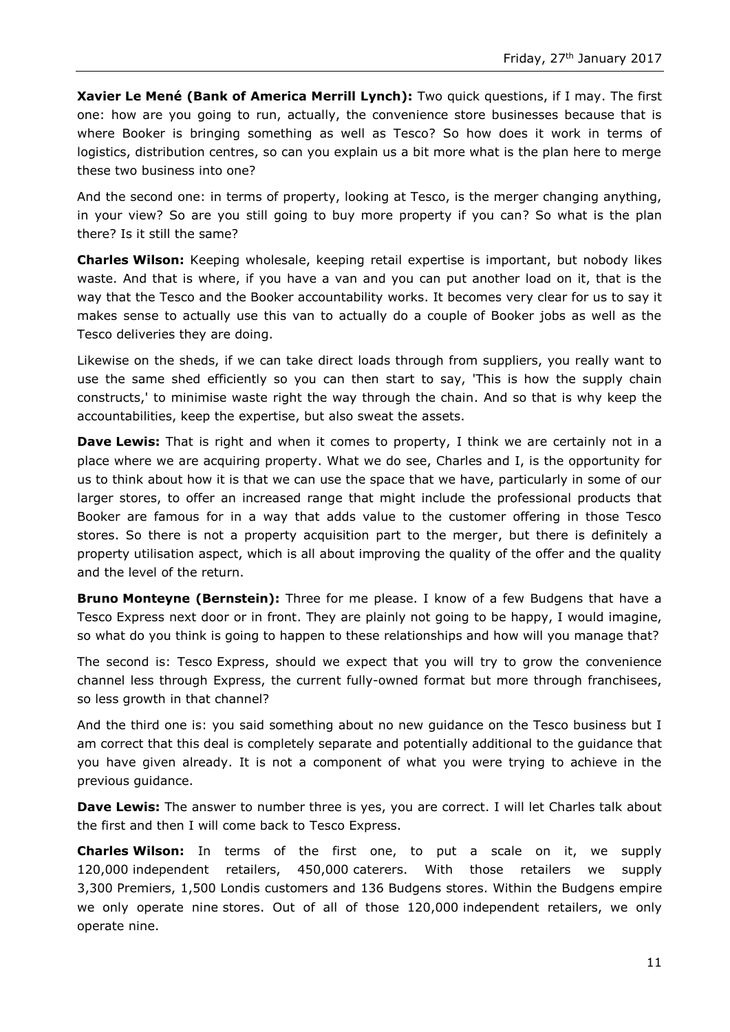**Xavier Le Mené (Bank of America Merrill Lynch):** Two quick questions, if I may. The first one: how are you going to run, actually, the convenience store businesses because that is where Booker is bringing something as well as Tesco? So how does it work in terms of logistics, distribution centres, so can you explain us a bit more what is the plan here to merge these two business into one?

And the second one: in terms of property, looking at Tesco, is the merger changing anything, in your view? So are you still going to buy more property if you can? So what is the plan there? Is it still the same?

**Charles Wilson:** Keeping wholesale, keeping retail expertise is important, but nobody likes waste. And that is where, if you have a van and you can put another load on it, that is the way that the Tesco and the Booker accountability works. It becomes very clear for us to say it makes sense to actually use this van to actually do a couple of Booker jobs as well as the Tesco deliveries they are doing.

Likewise on the sheds, if we can take direct loads through from suppliers, you really want to use the same shed efficiently so you can then start to say, 'This is how the supply chain constructs,' to minimise waste right the way through the chain. And so that is why keep the accountabilities, keep the expertise, but also sweat the assets.

**Dave Lewis:** That is right and when it comes to property, I think we are certainly not in a place where we are acquiring property. What we do see, Charles and I, is the opportunity for us to think about how it is that we can use the space that we have, particularly in some of our larger stores, to offer an increased range that might include the professional products that Booker are famous for in a way that adds value to the customer offering in those Tesco stores. So there is not a property acquisition part to the merger, but there is definitely a property utilisation aspect, which is all about improving the quality of the offer and the quality and the level of the return.

**Bruno Monteyne (Bernstein):** Three for me please. I know of a few Budgens that have a Tesco Express next door or in front. They are plainly not going to be happy, I would imagine, so what do you think is going to happen to these relationships and how will you manage that?

The second is: Tesco Express, should we expect that you will try to grow the convenience channel less through Express, the current fully-owned format but more through franchisees, so less growth in that channel?

And the third one is: you said something about no new guidance on the Tesco business but I am correct that this deal is completely separate and potentially additional to the guidance that you have given already. It is not a component of what you were trying to achieve in the previous guidance.

**Dave Lewis:** The answer to number three is yes, you are correct. I will let Charles talk about the first and then I will come back to Tesco Express.

**Charles Wilson:** In terms of the first one, to put a scale on it, we supply 120,000 independent retailers, 450,000 caterers. With those retailers we supply 3,300 Premiers, 1,500 Londis customers and 136 Budgens stores. Within the Budgens empire we only operate nine stores. Out of all of those 120,000 independent retailers, we only operate nine.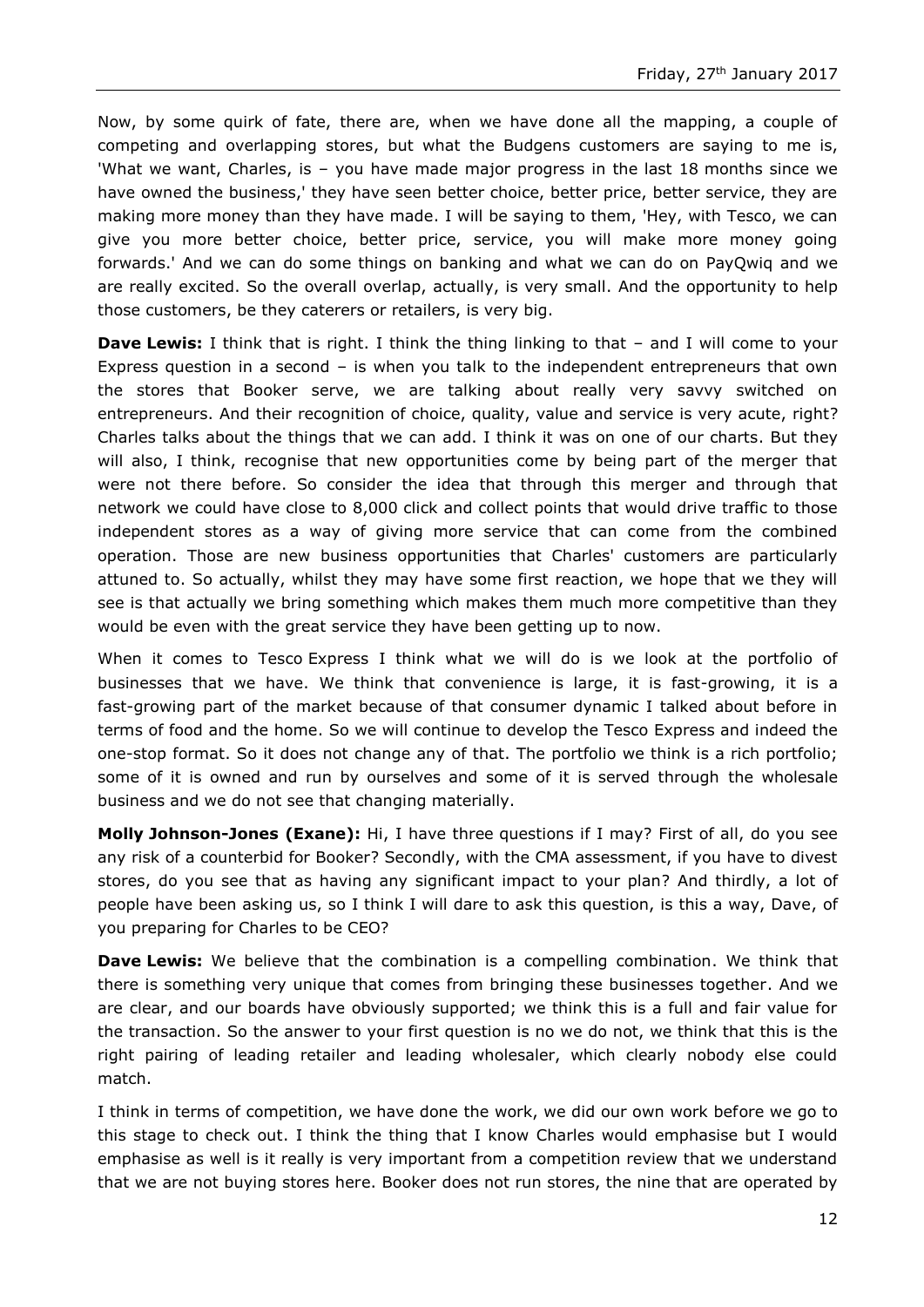Now, by some quirk of fate, there are, when we have done all the mapping, a couple of competing and overlapping stores, but what the Budgens customers are saying to me is, 'What we want, Charles, is – you have made major progress in the last 18 months since we have owned the business,' they have seen better choice, better price, better service, they are making more money than they have made. I will be saying to them, 'Hey, with Tesco, we can give you more better choice, better price, service, you will make more money going forwards.' And we can do some things on banking and what we can do on PayQwiq and we are really excited. So the overall overlap, actually, is very small. And the opportunity to help those customers, be they caterers or retailers, is very big.

**Dave Lewis:** I think that is right. I think the thing linking to that – and I will come to your Express question in a second – is when you talk to the independent entrepreneurs that own the stores that Booker serve, we are talking about really very savvy switched on entrepreneurs. And their recognition of choice, quality, value and service is very acute, right? Charles talks about the things that we can add. I think it was on one of our charts. But they will also, I think, recognise that new opportunities come by being part of the merger that were not there before. So consider the idea that through this merger and through that network we could have close to 8,000 click and collect points that would drive traffic to those independent stores as a way of giving more service that can come from the combined operation. Those are new business opportunities that Charles' customers are particularly attuned to. So actually, whilst they may have some first reaction, we hope that we they will see is that actually we bring something which makes them much more competitive than they would be even with the great service they have been getting up to now.

When it comes to Tesco Express I think what we will do is we look at the portfolio of businesses that we have. We think that convenience is large, it is fast-growing, it is a fast-growing part of the market because of that consumer dynamic I talked about before in terms of food and the home. So we will continue to develop the Tesco Express and indeed the one-stop format. So it does not change any of that. The portfolio we think is a rich portfolio; some of it is owned and run by ourselves and some of it is served through the wholesale business and we do not see that changing materially.

**Molly Johnson-Jones (Exane):** Hi, I have three questions if I may? First of all, do you see any risk of a counterbid for Booker? Secondly, with the CMA assessment, if you have to divest stores, do you see that as having any significant impact to your plan? And thirdly, a lot of people have been asking us, so I think I will dare to ask this question, is this a way, Dave, of you preparing for Charles to be CEO?

**Dave Lewis:** We believe that the combination is a compelling combination. We think that there is something very unique that comes from bringing these businesses together. And we are clear, and our boards have obviously supported; we think this is a full and fair value for the transaction. So the answer to your first question is no we do not, we think that this is the right pairing of leading retailer and leading wholesaler, which clearly nobody else could match.

I think in terms of competition, we have done the work, we did our own work before we go to this stage to check out. I think the thing that I know Charles would emphasise but I would emphasise as well is it really is very important from a competition review that we understand that we are not buying stores here. Booker does not run stores, the nine that are operated by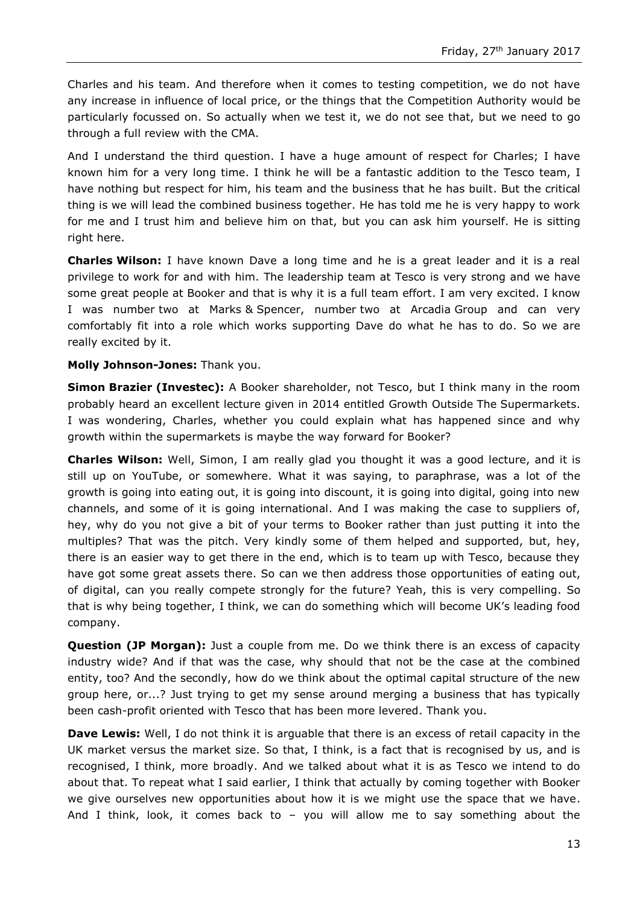Charles and his team. And therefore when it comes to testing competition, we do not have any increase in influence of local price, or the things that the Competition Authority would be particularly focussed on. So actually when we test it, we do not see that, but we need to go through a full review with the CMA.

And I understand the third question. I have a huge amount of respect for Charles; I have known him for a very long time. I think he will be a fantastic addition to the Tesco team, I have nothing but respect for him, his team and the business that he has built. But the critical thing is we will lead the combined business together. He has told me he is very happy to work for me and I trust him and believe him on that, but you can ask him yourself. He is sitting right here.

**Charles Wilson:** I have known Dave a long time and he is a great leader and it is a real privilege to work for and with him. The leadership team at Tesco is very strong and we have some great people at Booker and that is why it is a full team effort. I am very excited. I know I was number two at Marks & Spencer, number two at Arcadia Group and can very comfortably fit into a role which works supporting Dave do what he has to do. So we are really excited by it.

**Molly Johnson-Jones:** Thank you.

**Simon Brazier (Investec):** A Booker shareholder, not Tesco, but I think many in the room probably heard an excellent lecture given in 2014 entitled Growth Outside The Supermarkets. I was wondering, Charles, whether you could explain what has happened since and why growth within the supermarkets is maybe the way forward for Booker?

**Charles Wilson:** Well, Simon, I am really glad you thought it was a good lecture, and it is still up on YouTube, or somewhere. What it was saying, to paraphrase, was a lot of the growth is going into eating out, it is going into discount, it is going into digital, going into new channels, and some of it is going international. And I was making the case to suppliers of, hey, why do you not give a bit of your terms to Booker rather than just putting it into the multiples? That was the pitch. Very kindly some of them helped and supported, but, hey, there is an easier way to get there in the end, which is to team up with Tesco, because they have got some great assets there. So can we then address those opportunities of eating out, of digital, can you really compete strongly for the future? Yeah, this is very compelling. So that is why being together, I think, we can do something which will become UK's leading food company.

**Question (JP Morgan):** Just a couple from me. Do we think there is an excess of capacity industry wide? And if that was the case, why should that not be the case at the combined entity, too? And the secondly, how do we think about the optimal capital structure of the new group here, or...? Just trying to get my sense around merging a business that has typically been cash-profit oriented with Tesco that has been more levered. Thank you.

**Dave Lewis:** Well, I do not think it is arguable that there is an excess of retail capacity in the UK market versus the market size. So that, I think, is a fact that is recognised by us, and is recognised, I think, more broadly. And we talked about what it is as Tesco we intend to do about that. To repeat what I said earlier, I think that actually by coming together with Booker we give ourselves new opportunities about how it is we might use the space that we have. And I think, look, it comes back to – you will allow me to say something about the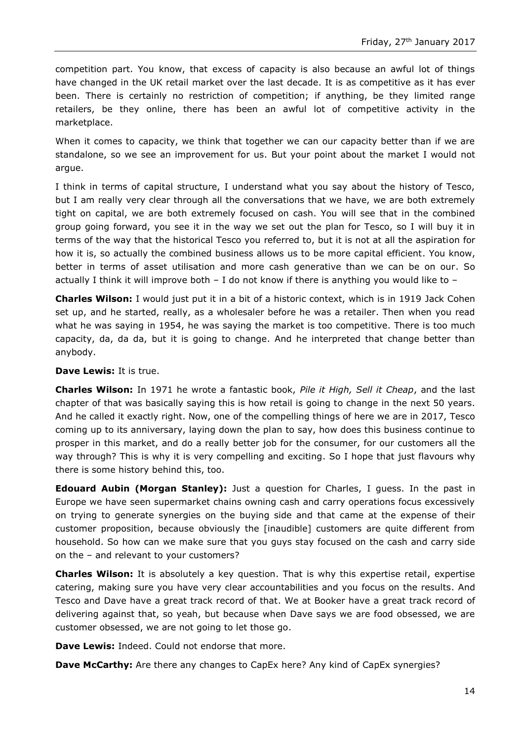competition part. You know, that excess of capacity is also because an awful lot of things have changed in the UK retail market over the last decade. It is as competitive as it has ever been. There is certainly no restriction of competition; if anything, be they limited range retailers, be they online, there has been an awful lot of competitive activity in the marketplace.

When it comes to capacity, we think that together we can our capacity better than if we are standalone, so we see an improvement for us. But your point about the market I would not argue.

I think in terms of capital structure, I understand what you say about the history of Tesco, but I am really very clear through all the conversations that we have, we are both extremely tight on capital, we are both extremely focused on cash. You will see that in the combined group going forward, you see it in the way we set out the plan for Tesco, so I will buy it in terms of the way that the historical Tesco you referred to, but it is not at all the aspiration for how it is, so actually the combined business allows us to be more capital efficient. You know, better in terms of asset utilisation and more cash generative than we can be on our. So actually I think it will improve both – I do not know if there is anything you would like to –

**Charles Wilson:** I would just put it in a bit of a historic context, which is in 1919 Jack Cohen set up, and he started, really, as a wholesaler before he was a retailer. Then when you read what he was saying in 1954, he was saying the market is too competitive. There is too much capacity, da, da da, but it is going to change. And he interpreted that change better than anybody.

**Dave Lewis:** It is true.

**Charles Wilson:** In 1971 he wrote a fantastic book, *Pile it High, Sell it Cheap*, and the last chapter of that was basically saying this is how retail is going to change in the next 50 years. And he called it exactly right. Now, one of the compelling things of here we are in 2017, Tesco coming up to its anniversary, laying down the plan to say, how does this business continue to prosper in this market, and do a really better job for the consumer, for our customers all the way through? This is why it is very compelling and exciting. So I hope that just flavours why there is some history behind this, too.

**Edouard Aubin (Morgan Stanley):** Just a question for Charles, I guess. In the past in Europe we have seen supermarket chains owning cash and carry operations focus excessively on trying to generate synergies on the buying side and that came at the expense of their customer proposition, because obviously the [inaudible] customers are quite different from household. So how can we make sure that you guys stay focused on the cash and carry side on the – and relevant to your customers?

**Charles Wilson:** It is absolutely a key question. That is why this expertise retail, expertise catering, making sure you have very clear accountabilities and you focus on the results. And Tesco and Dave have a great track record of that. We at Booker have a great track record of delivering against that, so yeah, but because when Dave says we are food obsessed, we are customer obsessed, we are not going to let those go.

**Dave Lewis:** Indeed. Could not endorse that more.

**Dave McCarthy:** Are there any changes to CapEx here? Any kind of CapEx synergies?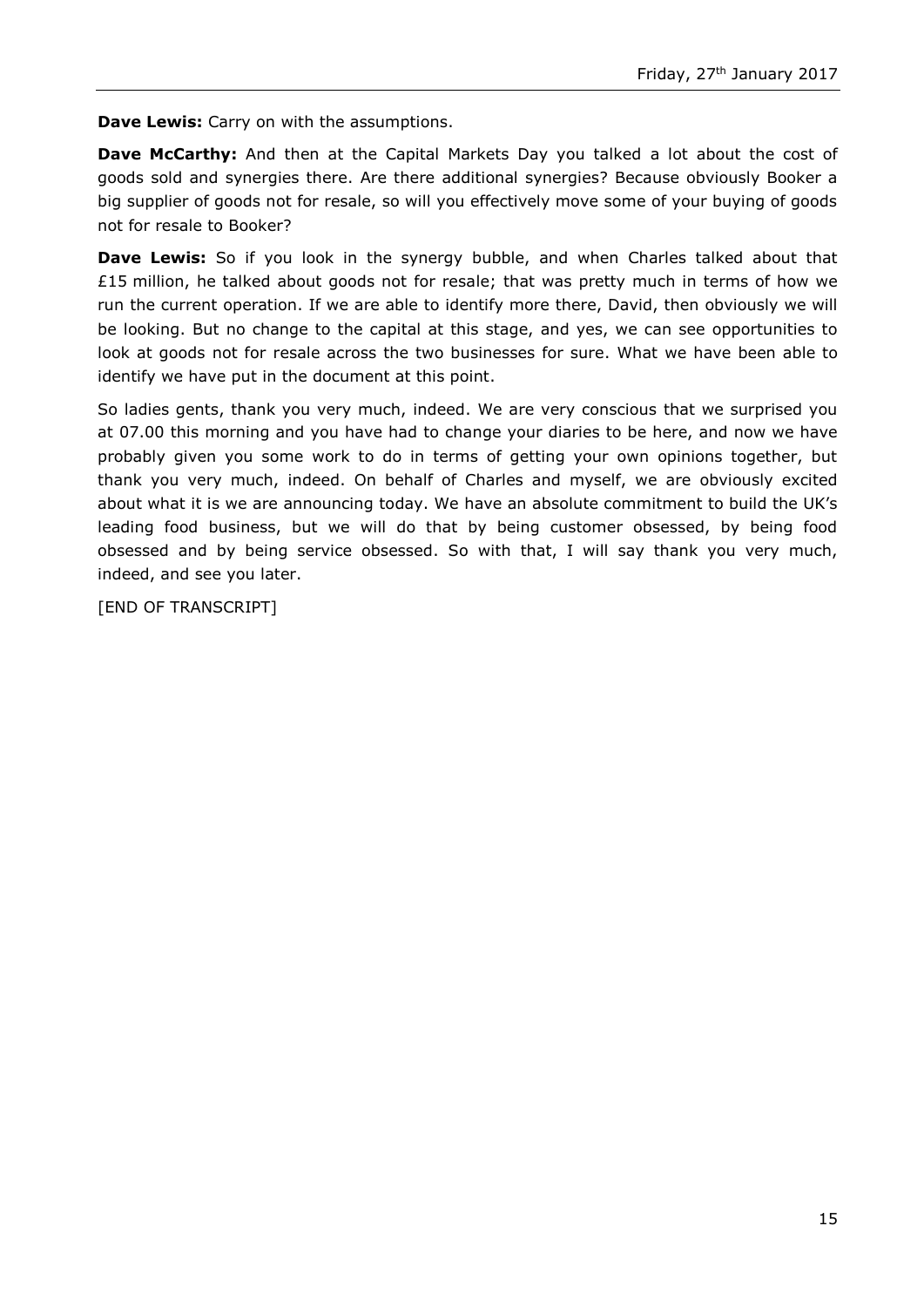**Dave Lewis:** Carry on with the assumptions.

**Dave McCarthy:** And then at the Capital Markets Day you talked a lot about the cost of goods sold and synergies there. Are there additional synergies? Because obviously Booker a big supplier of goods not for resale, so will you effectively move some of your buying of goods not for resale to Booker?

**Dave Lewis:** So if you look in the synergy bubble, and when Charles talked about that £15 million, he talked about goods not for resale; that was pretty much in terms of how we run the current operation. If we are able to identify more there, David, then obviously we will be looking. But no change to the capital at this stage, and yes, we can see opportunities to look at goods not for resale across the two businesses for sure. What we have been able to identify we have put in the document at this point.

So ladies gents, thank you very much, indeed. We are very conscious that we surprised you at 07.00 this morning and you have had to change your diaries to be here, and now we have probably given you some work to do in terms of getting your own opinions together, but thank you very much, indeed. On behalf of Charles and myself, we are obviously excited about what it is we are announcing today. We have an absolute commitment to build the UK's leading food business, but we will do that by being customer obsessed, by being food obsessed and by being service obsessed. So with that, I will say thank you very much, indeed, and see you later.

[END OF TRANSCRIPT]